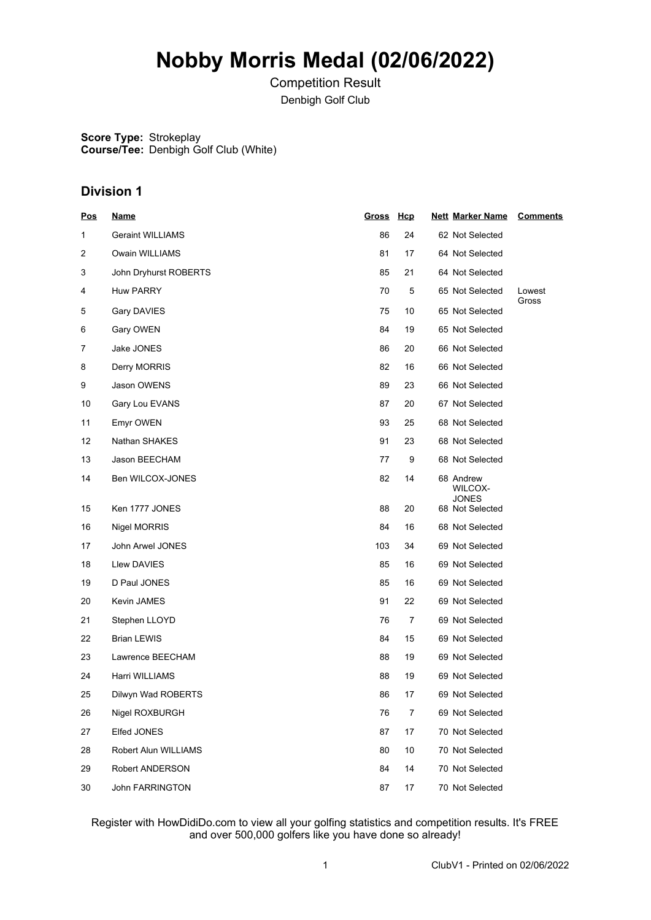# Nobby Morris Medal (02/06/2022)

Competition Result

Denbigh Golf Club

**Score Type:** Strokeplay
**Course/Tee:** Denbigh Golf Club (White)

## Division 1

| Pos | Name | Gross | Hcp | Nett | Marker Name | Comments |
|---|---|---|---|---|---|---|
| 1 | Geraint WILLIAMS | 86 | 24 | 62 | Not Selected | |
| 2 | Owain WILLIAMS | 81 | 17 | 64 | Not Selected | |
| 3 | John Dryhurst ROBERTS | 85 | 21 | 64 | Not Selected | |
| 4 | Huw PARRY | 70 | 5 | 65 | Not Selected | Lowest Gross |
| 5 | Gary DAVIES | 75 | 10 | 65 | Not Selected | |
| 6 | Gary OWEN | 84 | 19 | 65 | Not Selected | |
| 7 | Jake JONES | 86 | 20 | 66 | Not Selected | |
| 8 | Derry MORRIS | 82 | 16 | 66 | Not Selected | |
| 9 | Jason OWENS | 89 | 23 | 66 | Not Selected | |
| 10 | Gary Lou EVANS | 87 | 20 | 67 | Not Selected | |
| 11 | Emyr OWEN | 93 | 25 | 68 | Not Selected | |
| 12 | Nathan SHAKES | 91 | 23 | 68 | Not Selected | |
| 13 | Jason BEECHAM | 77 | 9 | 68 | Not Selected | |
| 14 | Ben WILCOX-JONES | 82 | 14 | 68 | Andrew WILCOX-JONES | |
| 15 | Ken 1777 JONES | 88 | 20 | 68 | Not Selected | |
| 16 | Nigel MORRIS | 84 | 16 | 68 | Not Selected | |
| 17 | John Arwel JONES | 103 | 34 | 69 | Not Selected | |
| 18 | Llew DAVIES | 85 | 16 | 69 | Not Selected | |
| 19 | D Paul JONES | 85 | 16 | 69 | Not Selected | |
| 20 | Kevin JAMES | 91 | 22 | 69 | Not Selected | |
| 21 | Stephen LLOYD | 76 | 7 | 69 | Not Selected | |
| 22 | Brian LEWIS | 84 | 15 | 69 | Not Selected | |
| 23 | Lawrence BEECHAM | 88 | 19 | 69 | Not Selected | |
| 24 | Harri WILLIAMS | 88 | 19 | 69 | Not Selected | |
| 25 | Dilwyn Wad ROBERTS | 86 | 17 | 69 | Not Selected | |
| 26 | Nigel ROXBURGH | 76 | 7 | 69 | Not Selected | |
| 27 | Elfed JONES | 87 | 17 | 70 | Not Selected | |
| 28 | Robert Alun WILLIAMS | 80 | 10 | 70 | Not Selected | |
| 29 | Robert ANDERSON | 84 | 14 | 70 | Not Selected | |
| 30 | John FARRINGTON | 87 | 17 | 70 | Not Selected | |

Register with HowDidiDo.com to view all your golfing statistics and competition results. It's FREE and over 500,000 golfers like you have done so already!

ClubV1 - Printed on 02/06/2022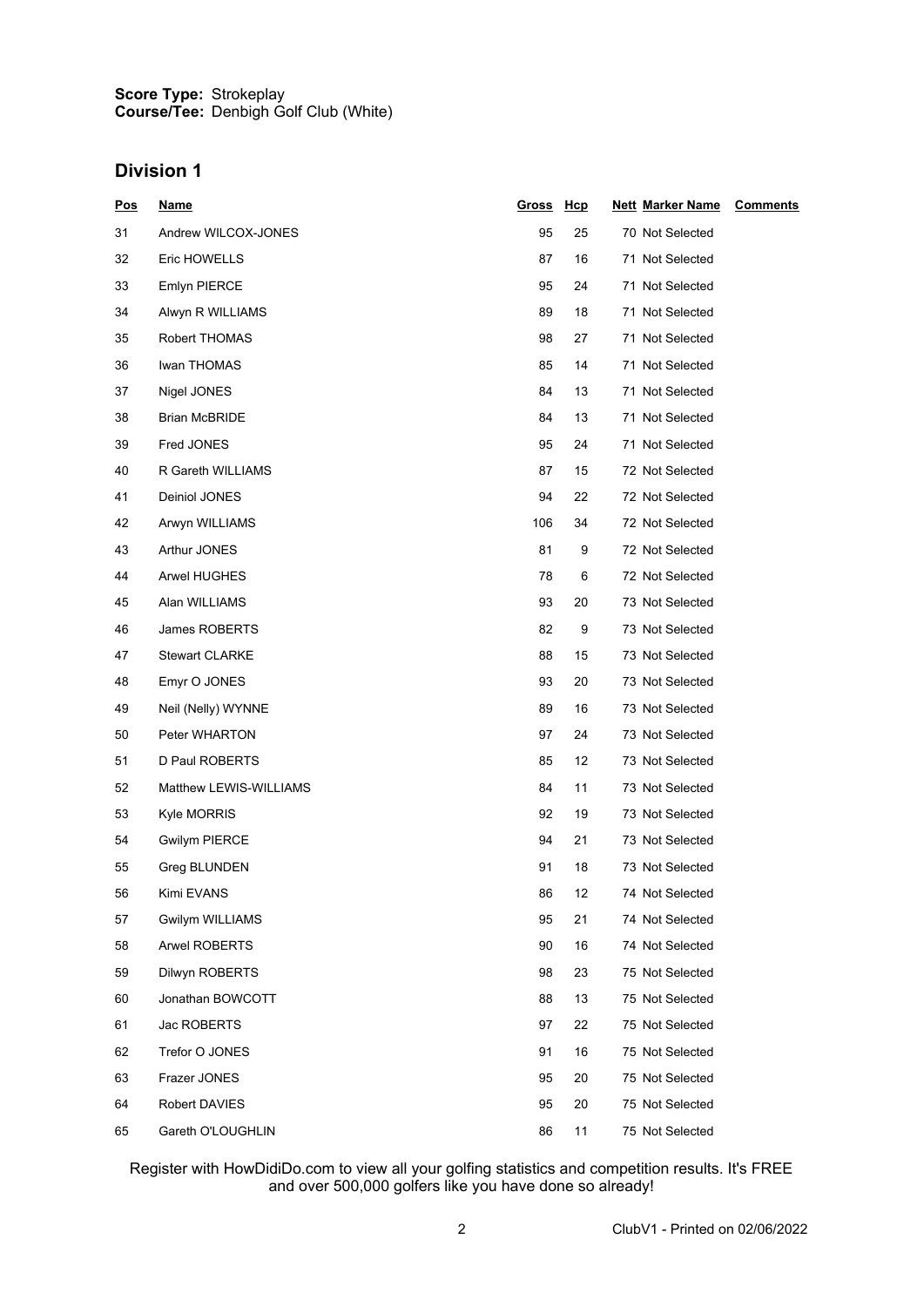**Score Type:** Strokeplay
**Course/Tee:** Denbigh Golf Club (White)

## Division 1

| Pos | Name | Gross | Hcp | Nett | Marker Name | Comments |
|---|---|---|---|---|---|---|
| 31 | Andrew WILCOX-JONES | 95 | 25 | 70 | Not Selected | |
| 32 | Eric HOWELLS | 87 | 16 | 71 | Not Selected | |
| 33 | Emlyn PIERCE | 95 | 24 | 71 | Not Selected | |
| 34 | Alwyn R WILLIAMS | 89 | 18 | 71 | Not Selected | |
| 35 | Robert THOMAS | 98 | 27 | 71 | Not Selected | |
| 36 | Iwan THOMAS | 85 | 14 | 71 | Not Selected | |
| 37 | Nigel JONES | 84 | 13 | 71 | Not Selected | |
| 38 | Brian McBRIDE | 84 | 13 | 71 | Not Selected | |
| 39 | Fred JONES | 95 | 24 | 71 | Not Selected | |
| 40 | R Gareth WILLIAMS | 87 | 15 | 72 | Not Selected | |
| 41 | Deiniol JONES | 94 | 22 | 72 | Not Selected | |
| 42 | Arwyn WILLIAMS | 106 | 34 | 72 | Not Selected | |
| 43 | Arthur JONES | 81 | 9 | 72 | Not Selected | |
| 44 | Arwel HUGHES | 78 | 6 | 72 | Not Selected | |
| 45 | Alan WILLIAMS | 93 | 20 | 73 | Not Selected | |
| 46 | James ROBERTS | 82 | 9 | 73 | Not Selected | |
| 47 | Stewart CLARKE | 88 | 15 | 73 | Not Selected | |
| 48 | Emyr O JONES | 93 | 20 | 73 | Not Selected | |
| 49 | Neil (Nelly) WYNNE | 89 | 16 | 73 | Not Selected | |
| 50 | Peter WHARTON | 97 | 24 | 73 | Not Selected | |
| 51 | D Paul ROBERTS | 85 | 12 | 73 | Not Selected | |
| 52 | Matthew LEWIS-WILLIAMS | 84 | 11 | 73 | Not Selected | |
| 53 | Kyle MORRIS | 92 | 19 | 73 | Not Selected | |
| 54 | Gwilym PIERCE | 94 | 21 | 73 | Not Selected | |
| 55 | Greg BLUNDEN | 91 | 18 | 73 | Not Selected | |
| 56 | Kimi EVANS | 86 | 12 | 74 | Not Selected | |
| 57 | Gwilym WILLIAMS | 95 | 21 | 74 | Not Selected | |
| 58 | Arwel ROBERTS | 90 | 16 | 74 | Not Selected | |
| 59 | Dilwyn ROBERTS | 98 | 23 | 75 | Not Selected | |
| 60 | Jonathan BOWCOTT | 88 | 13 | 75 | Not Selected | |
| 61 | Jac ROBERTS | 97 | 22 | 75 | Not Selected | |
| 62 | Trefor O JONES | 91 | 16 | 75 | Not Selected | |
| 63 | Frazer JONES | 95 | 20 | 75 | Not Selected | |
| 64 | Robert DAVIES | 95 | 20 | 75 | Not Selected | |
| 65 | Gareth O'LOUGHLIN | 86 | 11 | 75 | Not Selected | |

Register with HowDidiDo.com to view all your golfing statistics and competition results. It's FREE and over 500,000 golfers like you have done so already!

ClubV1 - Printed on 02/06/2022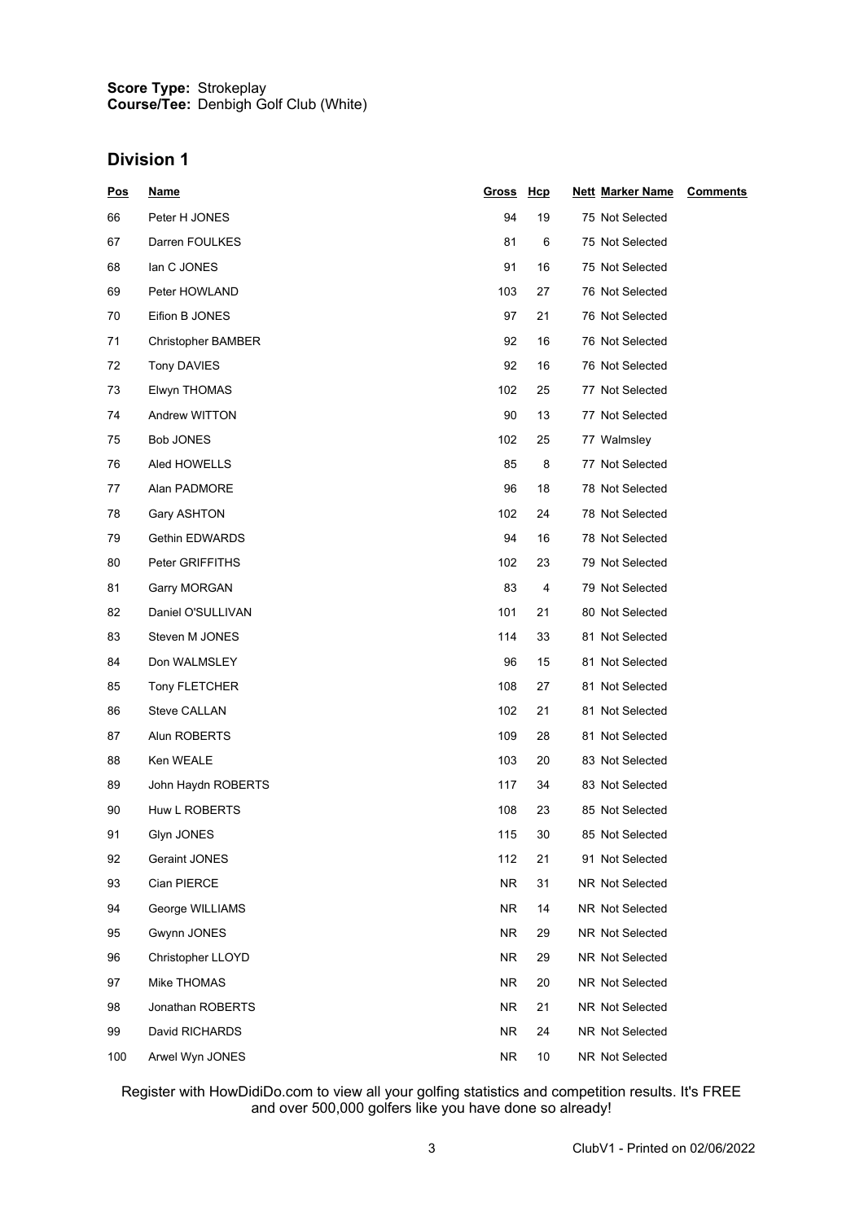**Score Type:** Strokeplay
**Course/Tee:** Denbigh Golf Club (White)

## Division 1

| Pos | Name | Gross | Hcp | Nett | Marker Name | Comments |
|---|---|---|---|---|---|---|
| 66 | Peter H JONES | 94 | 19 | 75 | Not Selected | |
| 67 | Darren FOULKES | 81 | 6 | 75 | Not Selected | |
| 68 | Ian C JONES | 91 | 16 | 75 | Not Selected | |
| 69 | Peter HOWLAND | 103 | 27 | 76 | Not Selected | |
| 70 | Eifion B JONES | 97 | 21 | 76 | Not Selected | |
| 71 | Christopher BAMBER | 92 | 16 | 76 | Not Selected | |
| 72 | Tony DAVIES | 92 | 16 | 76 | Not Selected | |
| 73 | Elwyn THOMAS | 102 | 25 | 77 | Not Selected | |
| 74 | Andrew WITTON | 90 | 13 | 77 | Not Selected | |
| 75 | Bob JONES | 102 | 25 | 77 | Walmsley | |
| 76 | Aled HOWELLS | 85 | 8 | 77 | Not Selected | |
| 77 | Alan PADMORE | 96 | 18 | 78 | Not Selected | |
| 78 | Gary ASHTON | 102 | 24 | 78 | Not Selected | |
| 79 | Gethin EDWARDS | 94 | 16 | 78 | Not Selected | |
| 80 | Peter GRIFFITHS | 102 | 23 | 79 | Not Selected | |
| 81 | Garry MORGAN | 83 | 4 | 79 | Not Selected | |
| 82 | Daniel O'SULLIVAN | 101 | 21 | 80 | Not Selected | |
| 83 | Steven M JONES | 114 | 33 | 81 | Not Selected | |
| 84 | Don WALMSLEY | 96 | 15 | 81 | Not Selected | |
| 85 | Tony FLETCHER | 108 | 27 | 81 | Not Selected | |
| 86 | Steve CALLAN | 102 | 21 | 81 | Not Selected | |
| 87 | Alun ROBERTS | 109 | 28 | 81 | Not Selected | |
| 88 | Ken WEALE | 103 | 20 | 83 | Not Selected | |
| 89 | John Haydn ROBERTS | 117 | 34 | 83 | Not Selected | |
| 90 | Huw L ROBERTS | 108 | 23 | 85 | Not Selected | |
| 91 | Glyn JONES | 115 | 30 | 85 | Not Selected | |
| 92 | Geraint JONES | 112 | 21 | 91 | Not Selected | |
| 93 | Cian PIERCE | NR | 31 | NR | Not Selected | |
| 94 | George WILLIAMS | NR | 14 | NR | Not Selected | |
| 95 | Gwynn JONES | NR | 29 | NR | Not Selected | |
| 96 | Christopher LLOYD | NR | 29 | NR | Not Selected | |
| 97 | Mike THOMAS | NR | 20 | NR | Not Selected | |
| 98 | Jonathan ROBERTS | NR | 21 | NR | Not Selected | |
| 99 | David RICHARDS | NR | 24 | NR | Not Selected | |
| 100 | Arwel Wyn JONES | NR | 10 | NR | Not Selected | |

Register with HowDidiDo.com to view all your golfing statistics and competition results. It's FREE and over 500,000 golfers like you have done so already!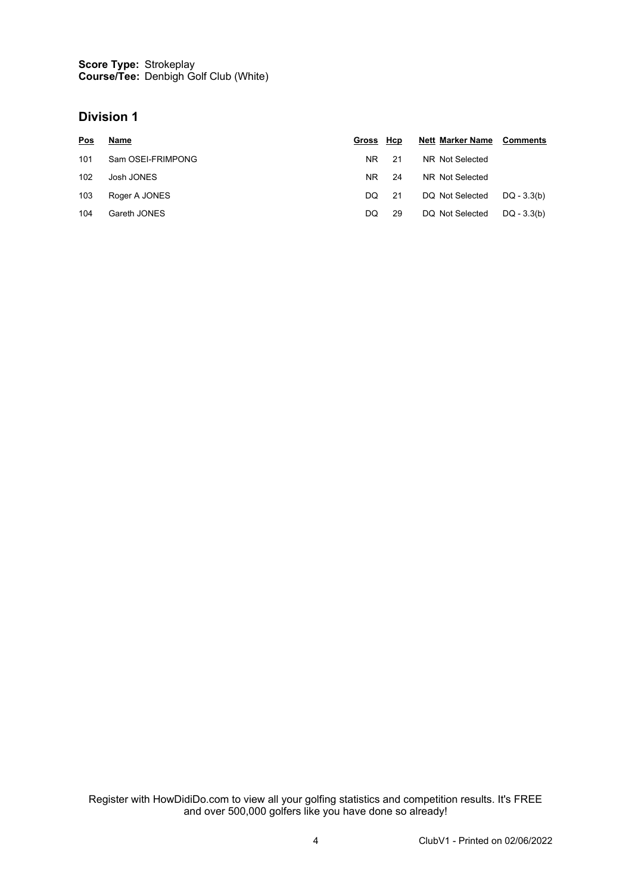**Score Type:** Strokeplay
**Course/Tee:** Denbigh Golf Club (White)

## Division 1

| Pos | Name | Gross | Hcp | Nett | Marker Name | Comments |
|---|---|---|---|---|---|---|
| 101 | Sam OSEI-FRIMPONG | NR | 21 | NR | Not Selected | |
| 102 | Josh JONES | NR | 24 | NR | Not Selected | |
| 103 | Roger A JONES | DQ | 21 | DQ | Not Selected | DQ - 3.3(b) |
| 104 | Gareth JONES | DQ | 29 | DQ | Not Selected | DQ - 3.3(b) |

Register with HowDidiDo.com to view all your golfing statistics and competition results. It's FREE and over 500,000 golfers like you have done so already!

ClubV1 - Printed on 02/06/2022